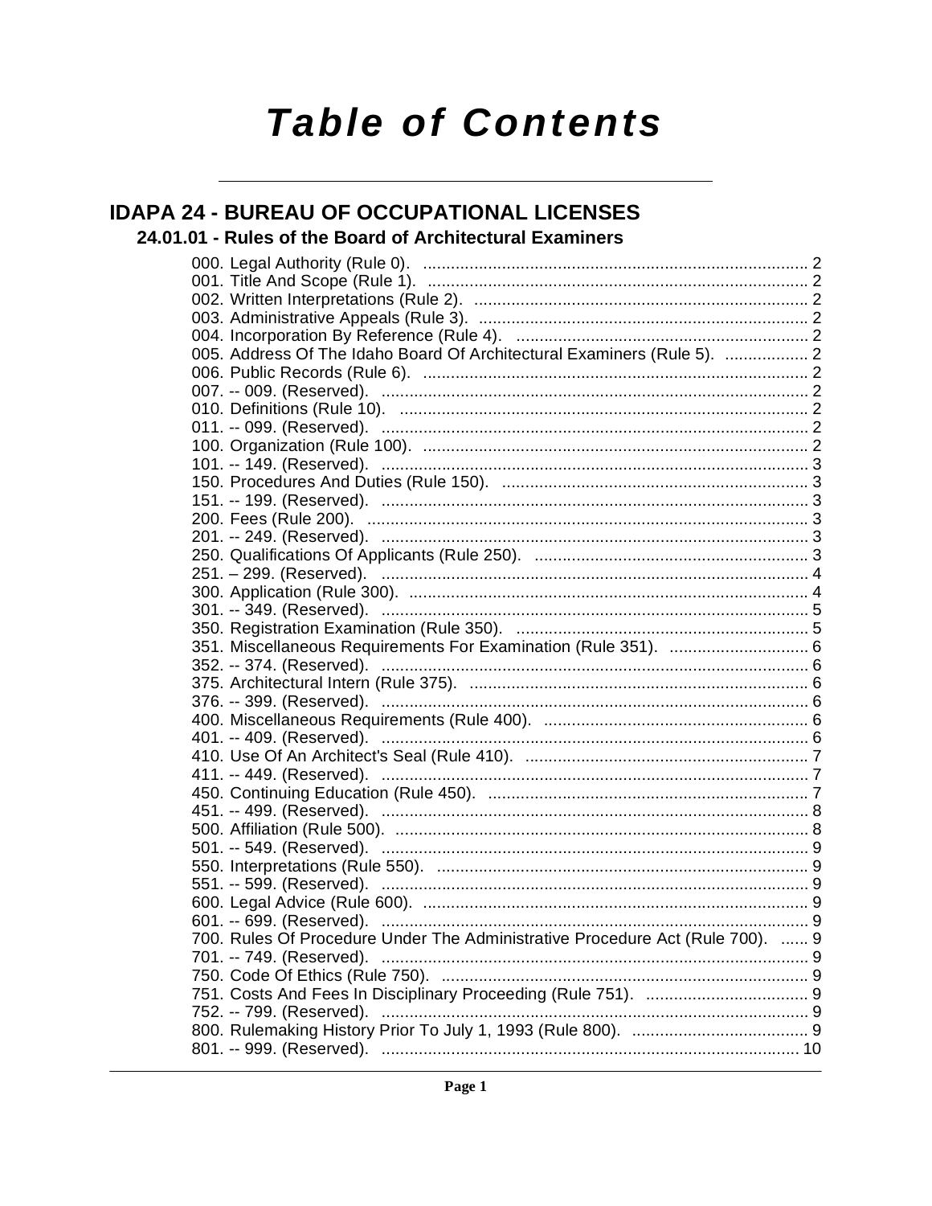# Table of Contents

## IDAPA 24 - BUREAU OF OCCUPATIONAL LICENSES

### 24.01.01 - Rules of the Board of Architectural Examiners

000. Legal Authority (Rule 0). .... 2
001. Title And Scope (Rule 1). .... 2
002. Written Interpretations (Rule 2). .... 2
003. Administrative Appeals (Rule 3). .... 2
004. Incorporation By Reference (Rule 4). .... 2
005. Address Of The Idaho Board Of Architectural Examiners (Rule 5). .... 2
006. Public Records (Rule 6). .... 2
007. -- 009. (Reserved). .... 2
010. Definitions (Rule 10). .... 2
011. -- 099. (Reserved). .... 2
100. Organization (Rule 100). .... 2
101. -- 149. (Reserved). .... 3
150. Procedures And Duties (Rule 150). .... 3
151. -- 199. (Reserved). .... 3
200. Fees (Rule 200). .... 3
201. -- 249. (Reserved). .... 3
250. Qualifications Of Applicants (Rule 250). .... 3
251. – 299. (Reserved). .... 4
300. Application (Rule 300). .... 4
301. -- 349. (Reserved). .... 5
350. Registration Examination (Rule 350). .... 5
351. Miscellaneous Requirements For Examination (Rule 351). .... 6
352. -- 374. (Reserved). .... 6
375. Architectural Intern (Rule 375). .... 6
376. -- 399. (Reserved). .... 6
400. Miscellaneous Requirements (Rule 400). .... 6
401. -- 409. (Reserved). .... 6
410. Use Of An Architect's Seal (Rule 410). .... 7
411. -- 449. (Reserved). .... 7
450. Continuing Education (Rule 450). .... 7
451. -- 499. (Reserved). .... 8
500. Affiliation (Rule 500). .... 8
501. -- 549. (Reserved). .... 9
550. Interpretations (Rule 550). .... 9
551. -- 599. (Reserved). .... 9
600. Legal Advice (Rule 600). .... 9
601. -- 699. (Reserved). .... 9
700. Rules Of Procedure Under The Administrative Procedure Act (Rule 700). .... 9
701. -- 749. (Reserved). .... 9
750. Code Of Ethics (Rule 750). .... 9
751. Costs And Fees In Disciplinary Proceeding (Rule 751). .... 9
752. -- 799. (Reserved). .... 9
800. Rulemaking History Prior To July 1, 1993 (Rule 800). .... 9
801. -- 999. (Reserved). .... 10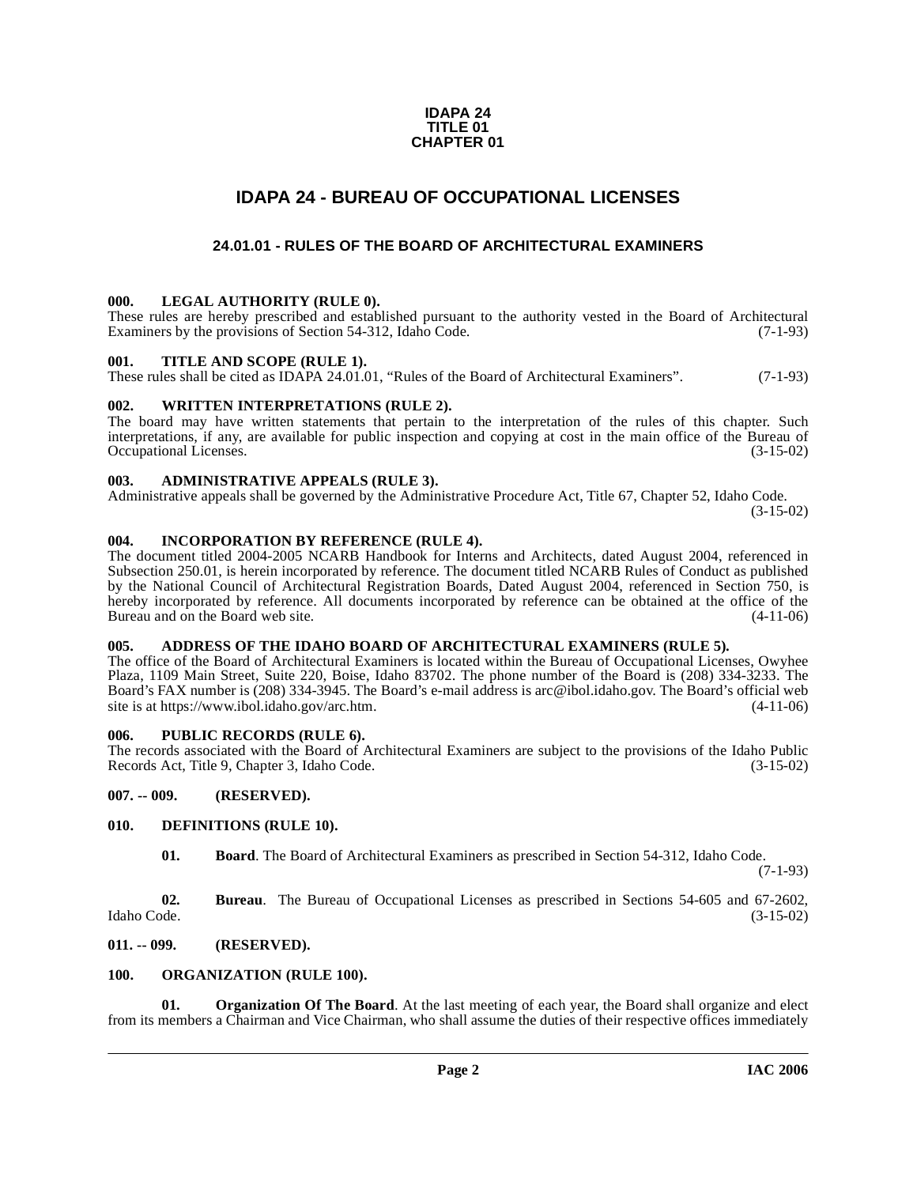**IDAPA 24**
**TITLE 01**
**CHAPTER 01**

# IDAPA 24 - BUREAU OF OCCUPATIONAL LICENSES

## 24.01.01 - RULES OF THE BOARD OF ARCHITECTURAL EXAMINERS

### 000. LEGAL AUTHORITY (RULE 0).

These rules are hereby prescribed and established pursuant to the authority vested in the Board of Architectural Examiners by the provisions of Section 54-312, Idaho Code. (7-1-93)

### 001. TITLE AND SCOPE (RULE 1).

These rules shall be cited as IDAPA 24.01.01, "Rules of the Board of Architectural Examiners". (7-1-93)

### 002. WRITTEN INTERPRETATIONS (RULE 2).

The board may have written statements that pertain to the interpretation of the rules of this chapter. Such interpretations, if any, are available for public inspection and copying at cost in the main office of the Bureau of Occupational Licenses. (3-15-02)

### 003. ADMINISTRATIVE APPEALS (RULE 3).

Administrative appeals shall be governed by the Administrative Procedure Act, Title 67, Chapter 52, Idaho Code. (3-15-02)

### 004. INCORPORATION BY REFERENCE (RULE 4).

The document titled 2004-2005 NCARB Handbook for Interns and Architects, dated August 2004, referenced in Subsection 250.01, is herein incorporated by reference. The document titled NCARB Rules of Conduct as published by the National Council of Architectural Registration Boards, Dated August 2004, referenced in Section 750, is hereby incorporated by reference. All documents incorporated by reference can be obtained at the office of the Bureau and on the Board web site. (4-11-06)

### 005. ADDRESS OF THE IDAHO BOARD OF ARCHITECTURAL EXAMINERS (RULE 5).

The office of the Board of Architectural Examiners is located within the Bureau of Occupational Licenses, Owyhee Plaza, 1109 Main Street, Suite 220, Boise, Idaho 83702. The phone number of the Board is (208) 334-3233. The Board's FAX number is (208) 334-3945. The Board's e-mail address is arc@ibol.idaho.gov. The Board's official web site is at https://www.ibol.idaho.gov/arc.htm. (4-11-06)

### 006. PUBLIC RECORDS (RULE 6).

The records associated with the Board of Architectural Examiners are subject to the provisions of the Idaho Public Records Act, Title 9, Chapter 3, Idaho Code. (3-15-02)

### 007. -- 009. (RESERVED).

### 010. DEFINITIONS (RULE 10).

**01. Board**. The Board of Architectural Examiners as prescribed in Section 54-312, Idaho Code. (7-1-93)

**02. Bureau**. The Bureau of Occupational Licenses as prescribed in Sections 54-605 and 67-2602, Idaho Code. (3-15-02)

### 011. -- 099. (RESERVED).

### 100. ORGANIZATION (RULE 100).

**01. Organization Of The Board**. At the last meeting of each year, the Board shall organize and elect from its members a Chairman and Vice Chairman, who shall assume the duties of their respective offices immediately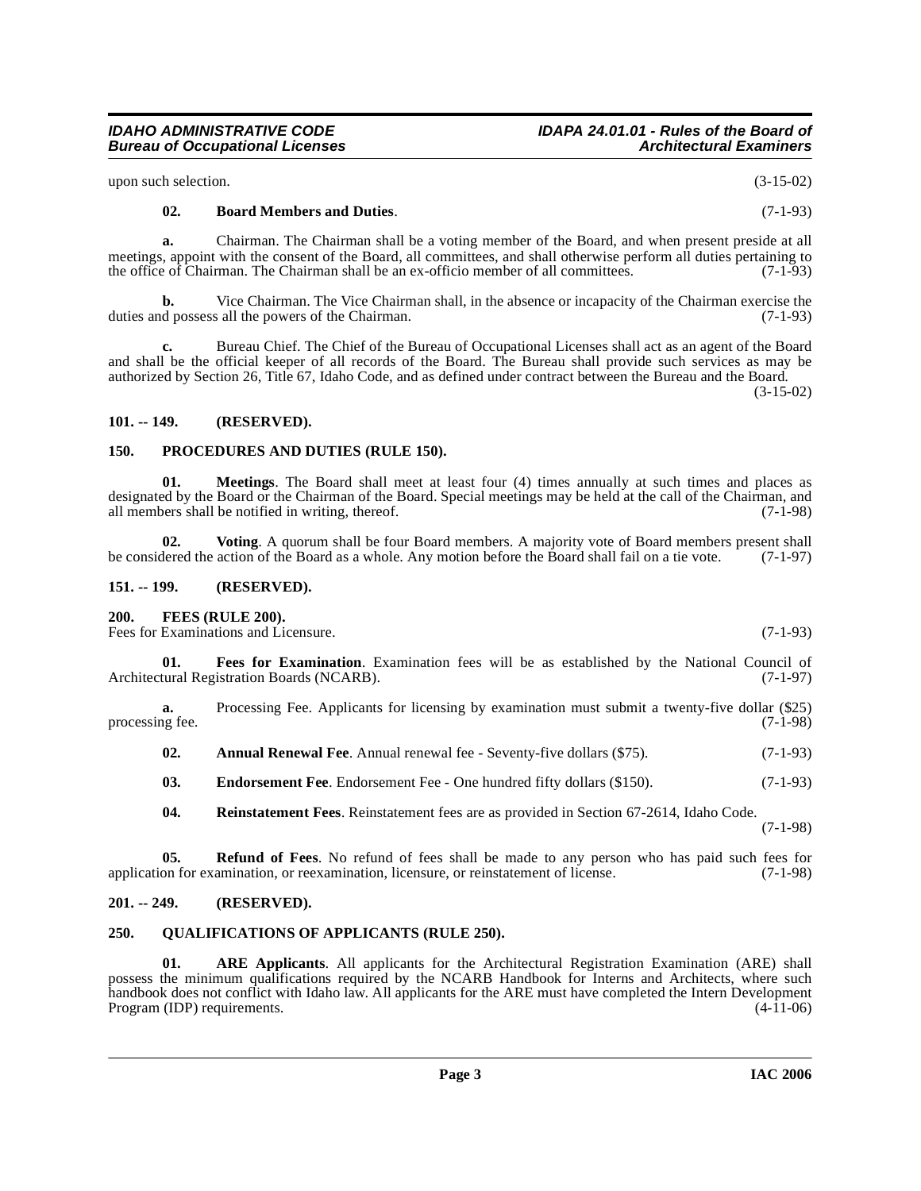upon such selection. (3-15-02)

**02. Board Members and Duties**. (7-1-93)

**a.** Chairman. The Chairman shall be a voting member of the Board, and when present preside at all meetings, appoint with the consent of the Board, all committees, and shall otherwise perform all duties pertaining to the office of Chairman. The Chairman shall be an ex-officio member of all committees. (7-1-93)

**b.** Vice Chairman. The Vice Chairman shall, in the absence or incapacity of the Chairman exercise the duties and possess all the powers of the Chairman. (7-1-93)

**c.** Bureau Chief. The Chief of the Bureau of Occupational Licenses shall act as an agent of the Board and shall be the official keeper of all records of the Board. The Bureau shall provide such services as may be authorized by Section 26, Title 67, Idaho Code, and as defined under contract between the Bureau and the Board. (3-15-02)

## 101. -- 149. (RESERVED).

## 150. PROCEDURES AND DUTIES (RULE 150).

**01. Meetings**. The Board shall meet at least four (4) times annually at such times and places as designated by the Board or the Chairman of the Board. Special meetings may be held at the call of the Chairman, and all members shall be notified in writing, thereof. (7-1-98)

**02. Voting**. A quorum shall be four Board members. A majority vote of Board members present shall be considered the action of the Board as a whole. Any motion before the Board shall fail on a tie vote. (7-1-97)

## 151. -- 199. (RESERVED).

## 200. FEES (RULE 200).

Fees for Examinations and Licensure. (7-1-93)

**01. Fees for Examination**. Examination fees will be as established by the National Council of Architectural Registration Boards (NCARB). (7-1-97)

**a.** Processing Fee. Applicants for licensing by examination must submit a twenty-five dollar ($25) processing fee. (7-1-98)

**02. Annual Renewal Fee**. Annual renewal fee - Seventy-five dollars ($75). (7-1-93)

**03. Endorsement Fee**. Endorsement Fee - One hundred fifty dollars ($150). (7-1-93)

**04. Reinstatement Fees**. Reinstatement fees are as provided in Section 67-2614, Idaho Code. (7-1-98)

**05. Refund of Fees**. No refund of fees shall be made to any person who has paid such fees for application for examination, or reexamination, licensure, or reinstatement of license. (7-1-98)

## 201. -- 249. (RESERVED).

## 250. QUALIFICATIONS OF APPLICANTS (RULE 250).

**01. ARE Applicants**. All applicants for the Architectural Registration Examination (ARE) shall possess the minimum qualifications required by the NCARB Handbook for Interns and Architects, where such handbook does not conflict with Idaho law. All applicants for the ARE must have completed the Intern Development Program (IDP) requirements. (4-11-06)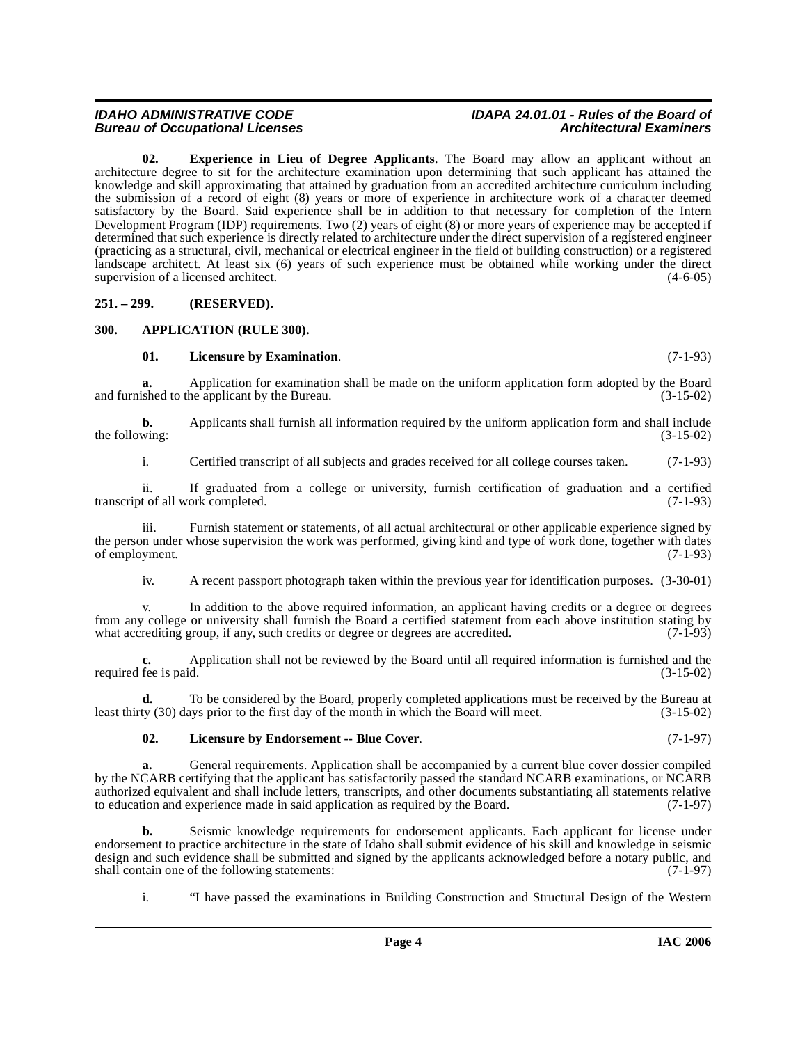**02. Experience in Lieu of Degree Applicants**. The Board may allow an applicant without an architecture degree to sit for the architecture examination upon determining that such applicant has attained the knowledge and skill approximating that attained by graduation from an accredited architecture curriculum including the submission of a record of eight (8) years or more of experience in architecture work of a character deemed satisfactory by the Board. Said experience shall be in addition to that necessary for completion of the Intern Development Program (IDP) requirements. Two (2) years of eight (8) or more years of experience may be accepted if determined that such experience is directly related to architecture under the direct supervision of a registered engineer (practicing as a structural, civil, mechanical or electrical engineer in the field of building construction) or a registered landscape architect. At least six (6) years of such experience must be obtained while working under the direct supervision of a licensed architect. (4-6-05)

## 251. – 299. (RESERVED).

## 300. APPLICATION (RULE 300).

**01. Licensure by Examination**. (7-1-93)

**a.** Application for examination shall be made on the uniform application form adopted by the Board and furnished to the applicant by the Bureau. (3-15-02)

**b.** Applicants shall furnish all information required by the uniform application form and shall include the following: (3-15-02)

i. Certified transcript of all subjects and grades received for all college courses taken. (7-1-93)

ii. If graduated from a college or university, furnish certification of graduation and a certified transcript of all work completed. (7-1-93)

iii. Furnish statement or statements, of all actual architectural or other applicable experience signed by the person under whose supervision the work was performed, giving kind and type of work done, together with dates of employment. (7-1-93)

iv. A recent passport photograph taken within the previous year for identification purposes. (3-30-01)

v. In addition to the above required information, an applicant having credits or a degree or degrees from any college or university shall furnish the Board a certified statement from each above institution stating by what accrediting group, if any, such credits or degree or degrees are accredited. (7-1-93)

**c.** Application shall not be reviewed by the Board until all required information is furnished and the required fee is paid. (3-15-02)

**d.** To be considered by the Board, properly completed applications must be received by the Bureau at least thirty (30) days prior to the first day of the month in which the Board will meet. (3-15-02)

**02. Licensure by Endorsement -- Blue Cover**. (7-1-97)

**a.** General requirements. Application shall be accompanied by a current blue cover dossier compiled by the NCARB certifying that the applicant has satisfactorily passed the standard NCARB examinations, or NCARB authorized equivalent and shall include letters, transcripts, and other documents substantiating all statements relative to education and experience made in said application as required by the Board. (7-1-97)

**b.** Seismic knowledge requirements for endorsement applicants. Each applicant for license under endorsement to practice architecture in the state of Idaho shall submit evidence of his skill and knowledge in seismic design and such evidence shall be submitted and signed by the applicants acknowledged before a notary public, and shall contain one of the following statements: (7-1-97)

i. "I have passed the examinations in Building Construction and Structural Design of the Western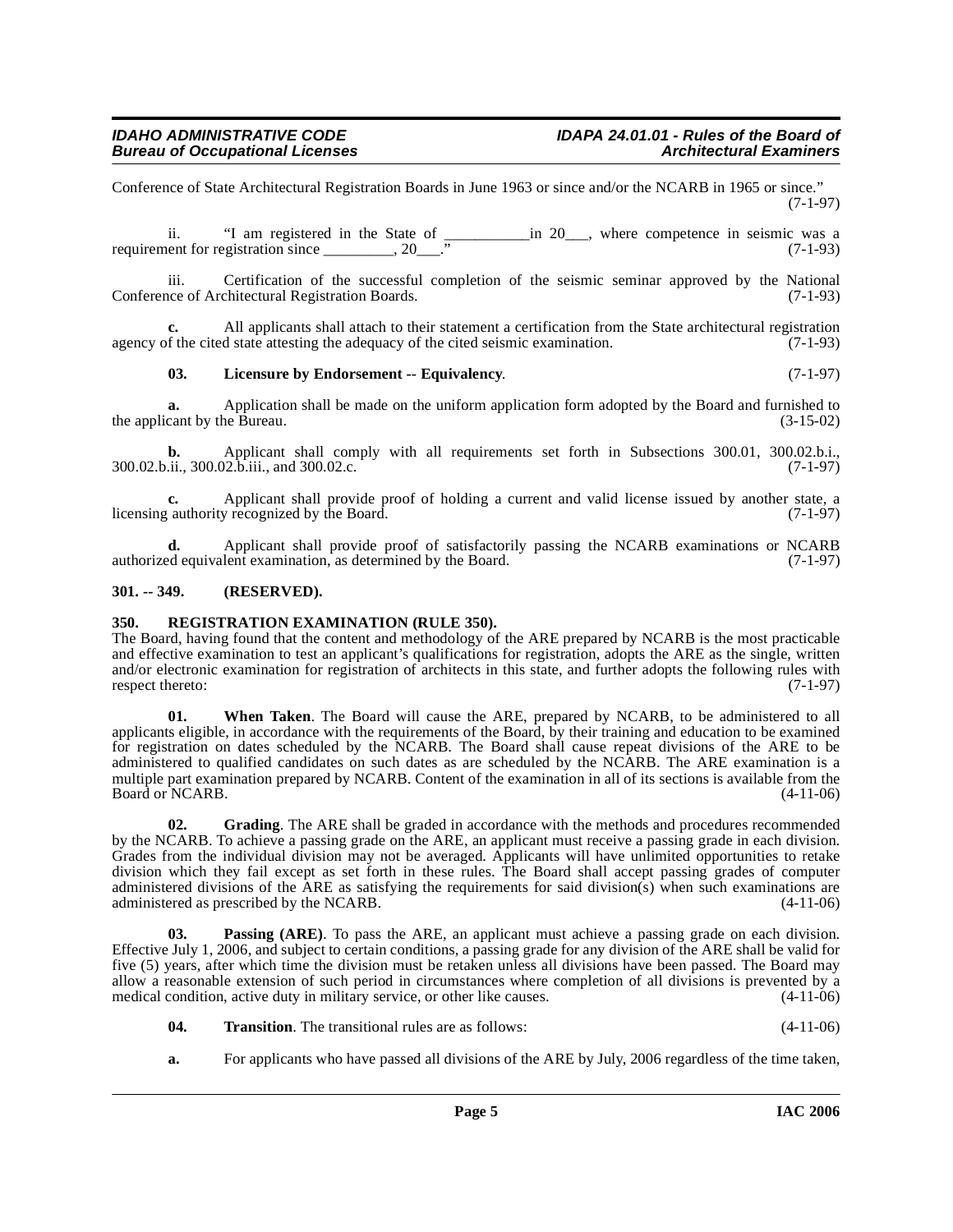Conference of State Architectural Registration Boards in June 1963 or since and/or the NCARB in 1965 or since." (7-1-97)

ii. "I am registered in the State of ___________in 20___, where competence in seismic was a requirement for registration since _________, 20___." (7-1-93)

iii. Certification of the successful completion of the seismic seminar approved by the National Conference of Architectural Registration Boards. (7-1-93)

**c.** All applicants shall attach to their statement a certification from the State architectural registration agency of the cited state attesting the adequacy of the cited seismic examination. (7-1-93)

**03. Licensure by Endorsement -- Equivalency**. (7-1-97)

**a.** Application shall be made on the uniform application form adopted by the Board and furnished to the applicant by the Bureau. (3-15-02)

**b.** Applicant shall comply with all requirements set forth in Subsections 300.01, 300.02.b.i., 300.02.b.ii., 300.02.b.iii., and 300.02.c. (7-1-97)

**c.** Applicant shall provide proof of holding a current and valid license issued by another state, a licensing authority recognized by the Board. (7-1-97)

**d.** Applicant shall provide proof of satisfactorily passing the NCARB examinations or NCARB authorized equivalent examination, as determined by the Board. (7-1-97)

**301. -- 349. (RESERVED).**

**350. REGISTRATION EXAMINATION (RULE 350).**

The Board, having found that the content and methodology of the ARE prepared by NCARB is the most practicable and effective examination to test an applicant's qualifications for registration, adopts the ARE as the single, written and/or electronic examination for registration of architects in this state, and further adopts the following rules with respect thereto: (7-1-97)

**01. When Taken**. The Board will cause the ARE, prepared by NCARB, to be administered to all applicants eligible, in accordance with the requirements of the Board, by their training and education to be examined for registration on dates scheduled by the NCARB. The Board shall cause repeat divisions of the ARE to be administered to qualified candidates on such dates as are scheduled by the NCARB. The ARE examination is a multiple part examination prepared by NCARB. Content of the examination in all of its sections is available from the Board or NCARB. (4-11-06)

**02. Grading**. The ARE shall be graded in accordance with the methods and procedures recommended by the NCARB. To achieve a passing grade on the ARE, an applicant must receive a passing grade in each division. Grades from the individual division may not be averaged. Applicants will have unlimited opportunities to retake division which they fail except as set forth in these rules. The Board shall accept passing grades of computer administered divisions of the ARE as satisfying the requirements for said division(s) when such examinations are administered as prescribed by the NCARB. (4-11-06)

**03. Passing (ARE)**. To pass the ARE, an applicant must achieve a passing grade on each division. Effective July 1, 2006, and subject to certain conditions, a passing grade for any division of the ARE shall be valid for five (5) years, after which time the division must be retaken unless all divisions have been passed. The Board may allow a reasonable extension of such period in circumstances where completion of all divisions is prevented by a medical condition, active duty in military service, or other like causes. (4-11-06)

**04. Transition**. The transitional rules are as follows: (4-11-06)

**a.** For applicants who have passed all divisions of the ARE by July, 2006 regardless of the time taken,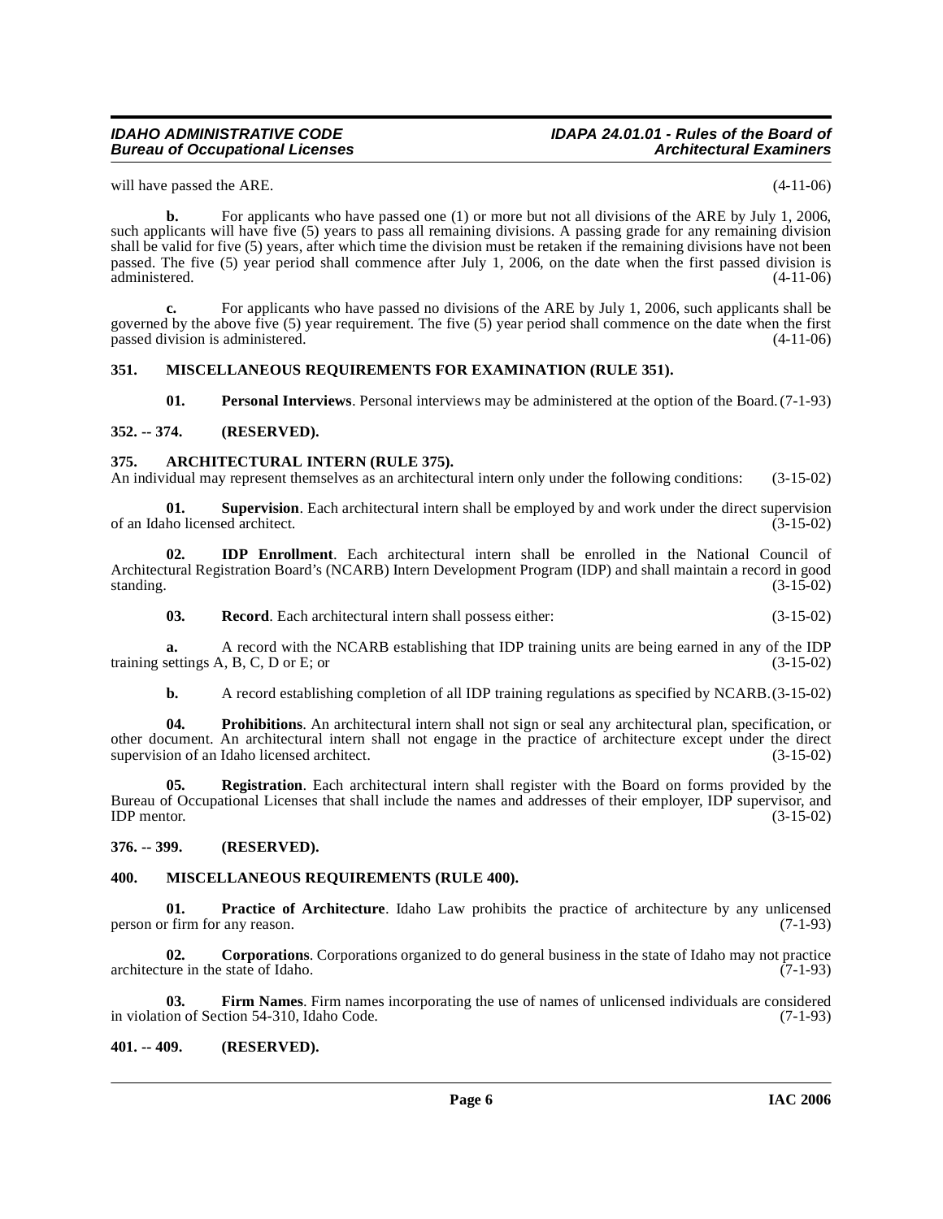will have passed the ARE. (4-11-06)

**b.** For applicants who have passed one (1) or more but not all divisions of the ARE by July 1, 2006, such applicants will have five (5) years to pass all remaining divisions. A passing grade for any remaining division shall be valid for five (5) years, after which time the division must be retaken if the remaining divisions have not been passed. The five (5) year period shall commence after July 1, 2006, on the date when the first passed division is administered. (4-11-06)

**c.** For applicants who have passed no divisions of the ARE by July 1, 2006, such applicants shall be governed by the above five (5) year requirement. The five (5) year period shall commence on the date when the first passed division is administered. (4-11-06)

## 351. MISCELLANEOUS REQUIREMENTS FOR EXAMINATION (RULE 351).

**01. Personal Interviews**. Personal interviews may be administered at the option of the Board. (7-1-93)

## 352. -- 374. (RESERVED).

## 375. ARCHITECTURAL INTERN (RULE 375).

An individual may represent themselves as an architectural intern only under the following conditions: (3-15-02)

**01. Supervision**. Each architectural intern shall be employed by and work under the direct supervision of an Idaho licensed architect. (3-15-02)

**02. IDP Enrollment**. Each architectural intern shall be enrolled in the National Council of Architectural Registration Board's (NCARB) Intern Development Program (IDP) and shall maintain a record in good standing. (3-15-02)

**03. Record**. Each architectural intern shall possess either: (3-15-02)

**a.** A record with the NCARB establishing that IDP training units are being earned in any of the IDP training settings A, B, C, D or E; or (3-15-02)

**b.** A record establishing completion of all IDP training regulations as specified by NCARB. (3-15-02)

**04. Prohibitions**. An architectural intern shall not sign or seal any architectural plan, specification, or other document. An architectural intern shall not engage in the practice of architecture except under the direct supervision of an Idaho licensed architect. (3-15-02)

**05. Registration**. Each architectural intern shall register with the Board on forms provided by the Bureau of Occupational Licenses that shall include the names and addresses of their employer, IDP supervisor, and IDP mentor. (3-15-02)

## 376. -- 399. (RESERVED).

## 400. MISCELLANEOUS REQUIREMENTS (RULE 400).

**01. Practice of Architecture**. Idaho Law prohibits the practice of architecture by any unlicensed person or firm for any reason. (7-1-93)

**02. Corporations**. Corporations organized to do general business in the state of Idaho may not practice architecture in the state of Idaho. (7-1-93)

**03. Firm Names**. Firm names incorporating the use of names of unlicensed individuals are considered in violation of Section 54-310, Idaho Code. (7-1-93)

## 401. -- 409. (RESERVED).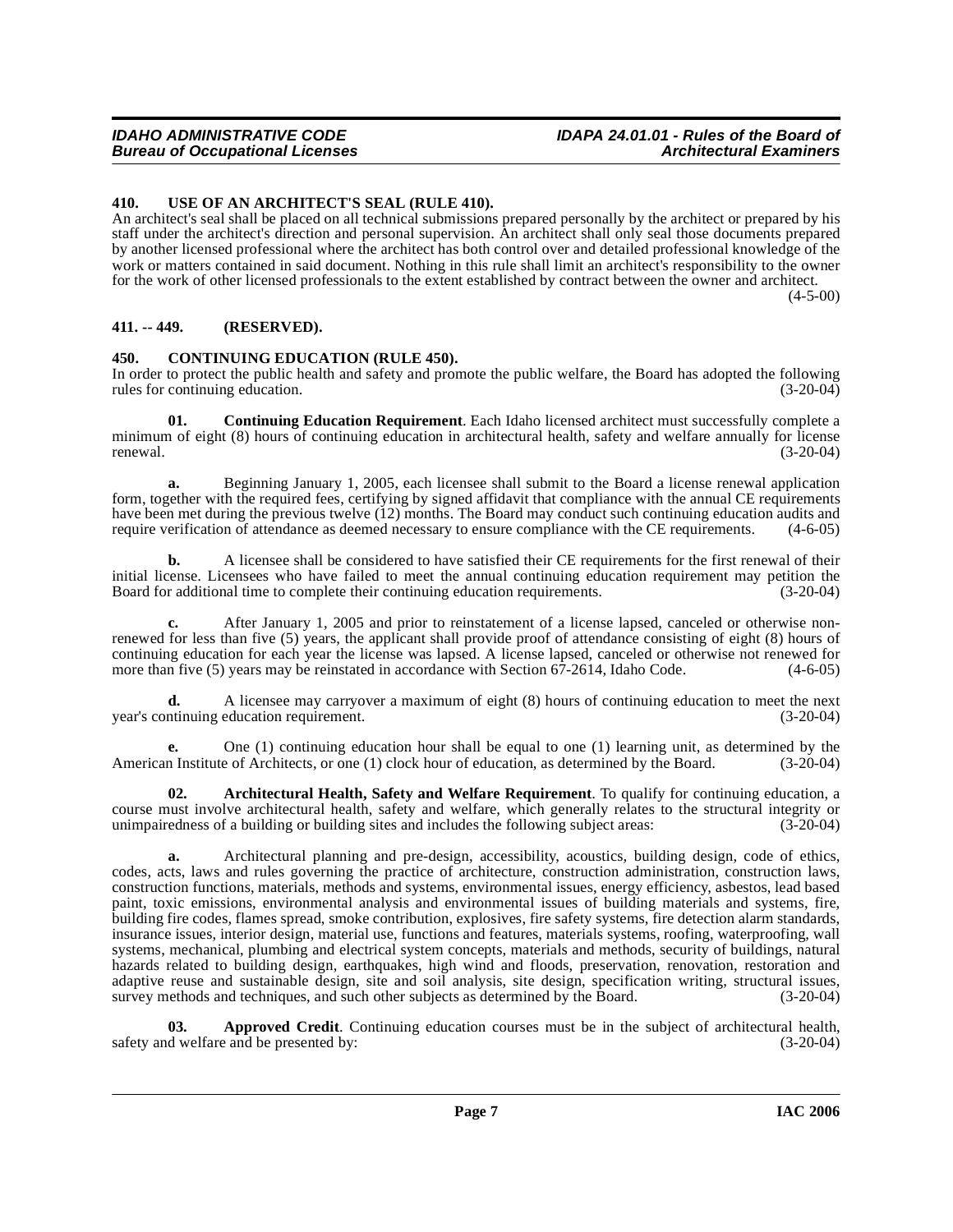**410. USE OF AN ARCHITECT'S SEAL (RULE 410).**

An architect's seal shall be placed on all technical submissions prepared personally by the architect or prepared by his staff under the architect's direction and personal supervision. An architect shall only seal those documents prepared by another licensed professional where the architect has both control over and detailed professional knowledge of the work or matters contained in said document. Nothing in this rule shall limit an architect's responsibility to the owner for the work of other licensed professionals to the extent established by contract between the owner and architect. (4-5-00)

**411. -- 449. (RESERVED).**

**450. CONTINUING EDUCATION (RULE 450).**

In order to protect the public health and safety and promote the public welfare, the Board has adopted the following rules for continuing education. (3-20-04)

**01. Continuing Education Requirement**. Each Idaho licensed architect must successfully complete a minimum of eight (8) hours of continuing education in architectural health, safety and welfare annually for license renewal. (3-20-04)

**a.** Beginning January 1, 2005, each licensee shall submit to the Board a license renewal application form, together with the required fees, certifying by signed affidavit that compliance with the annual CE requirements have been met during the previous twelve (12) months. The Board may conduct such continuing education audits and require verification of attendance as deemed necessary to ensure compliance with the CE requirements. (4-6-05)

**b.** A licensee shall be considered to have satisfied their CE requirements for the first renewal of their initial license. Licensees who have failed to meet the annual continuing education requirement may petition the Board for additional time to complete their continuing education requirements. (3-20-04)

**c.** After January 1, 2005 and prior to reinstatement of a license lapsed, canceled or otherwise non-renewed for less than five (5) years, the applicant shall provide proof of attendance consisting of eight (8) hours of continuing education for each year the license was lapsed. A license lapsed, canceled or otherwise not renewed for more than five (5) years may be reinstated in accordance with Section 67-2614, Idaho Code. (4-6-05)

**d.** A licensee may carryover a maximum of eight (8) hours of continuing education to meet the next year's continuing education requirement. (3-20-04)

**e.** One (1) continuing education hour shall be equal to one (1) learning unit, as determined by the American Institute of Architects, or one (1) clock hour of education, as determined by the Board. (3-20-04)

**02. Architectural Health, Safety and Welfare Requirement**. To qualify for continuing education, a course must involve architectural health, safety and welfare, which generally relates to the structural integrity or unimpairedness of a building or building sites and includes the following subject areas: (3-20-04)

**a.** Architectural planning and pre-design, accessibility, acoustics, building design, code of ethics, codes, acts, laws and rules governing the practice of architecture, construction administration, construction laws, construction functions, materials, methods and systems, environmental issues, energy efficiency, asbestos, lead based paint, toxic emissions, environmental analysis and environmental issues of building materials and systems, fire, building fire codes, flames spread, smoke contribution, explosives, fire safety systems, fire detection alarm standards, insurance issues, interior design, material use, functions and features, materials systems, roofing, waterproofing, wall systems, mechanical, plumbing and electrical system concepts, materials and methods, security of buildings, natural hazards related to building design, earthquakes, high wind and floods, preservation, renovation, restoration and adaptive reuse and sustainable design, site and soil analysis, site design, specification writing, structural issues, survey methods and techniques, and such other subjects as determined by the Board. (3-20-04)

**03. Approved Credit**. Continuing education courses must be in the subject of architectural health, safety and welfare and be presented by: (3-20-04)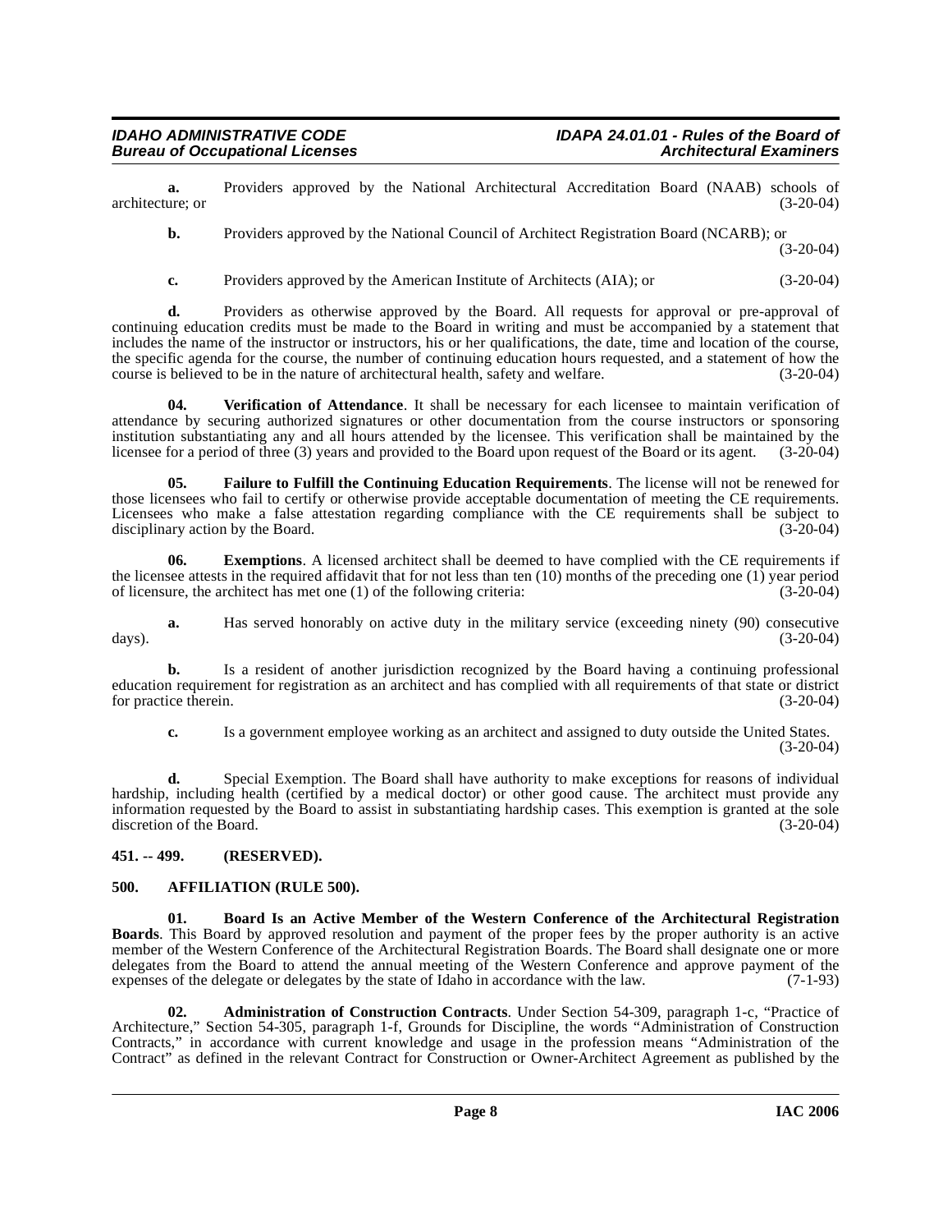**a.** Providers approved by the National Architectural Accreditation Board (NAAB) schools of architecture; or (3-20-04)

**b.** Providers approved by the National Council of Architect Registration Board (NCARB); or (3-20-04)

**c.** Providers approved by the American Institute of Architects (AIA); or (3-20-04)

**d.** Providers as otherwise approved by the Board. All requests for approval or pre-approval of continuing education credits must be made to the Board in writing and must be accompanied by a statement that includes the name of the instructor or instructors, his or her qualifications, the date, time and location of the course, the specific agenda for the course, the number of continuing education hours requested, and a statement of how the course is believed to be in the nature of architectural health, safety and welfare. (3-20-04)

**04. Verification of Attendance**. It shall be necessary for each licensee to maintain verification of attendance by securing authorized signatures or other documentation from the course instructors or sponsoring institution substantiating any and all hours attended by the licensee. This verification shall be maintained by the licensee for a period of three (3) years and provided to the Board upon request of the Board or its agent. (3-20-04)

**05. Failure to Fulfill the Continuing Education Requirements**. The license will not be renewed for those licensees who fail to certify or otherwise provide acceptable documentation of meeting the CE requirements. Licensees who make a false attestation regarding compliance with the CE requirements shall be subject to disciplinary action by the Board. (3-20-04)

**06. Exemptions**. A licensed architect shall be deemed to have complied with the CE requirements if the licensee attests in the required affidavit that for not less than ten (10) months of the preceding one (1) year period of licensure, the architect has met one (1) of the following criteria: (3-20-04)

**a.** Has served honorably on active duty in the military service (exceeding ninety (90) consecutive days). (3-20-04)

**b.** Is a resident of another jurisdiction recognized by the Board having a continuing professional education requirement for registration as an architect and has complied with all requirements of that state or district for practice therein. (3-20-04)

**c.** Is a government employee working as an architect and assigned to duty outside the United States. (3-20-04)

**d.** Special Exemption. The Board shall have authority to make exceptions for reasons of individual hardship, including health (certified by a medical doctor) or other good cause. The architect must provide any information requested by the Board to assist in substantiating hardship cases. This exemption is granted at the sole discretion of the Board. (3-20-04)

## 451. -- 499. (RESERVED).

## 500. AFFILIATION (RULE 500).

**01. Board Is an Active Member of the Western Conference of the Architectural Registration Boards**. This Board by approved resolution and payment of the proper fees by the proper authority is an active member of the Western Conference of the Architectural Registration Boards. The Board shall designate one or more delegates from the Board to attend the annual meeting of the Western Conference and approve payment of the expenses of the delegate or delegates by the state of Idaho in accordance with the law. (7-1-93)

**02. Administration of Construction Contracts**. Under Section 54-309, paragraph 1-c, "Practice of Architecture," Section 54-305, paragraph 1-f, Grounds for Discipline, the words "Administration of Construction Contracts," in accordance with current knowledge and usage in the profession means "Administration of the Contract" as defined in the relevant Contract for Construction or Owner-Architect Agreement as published by the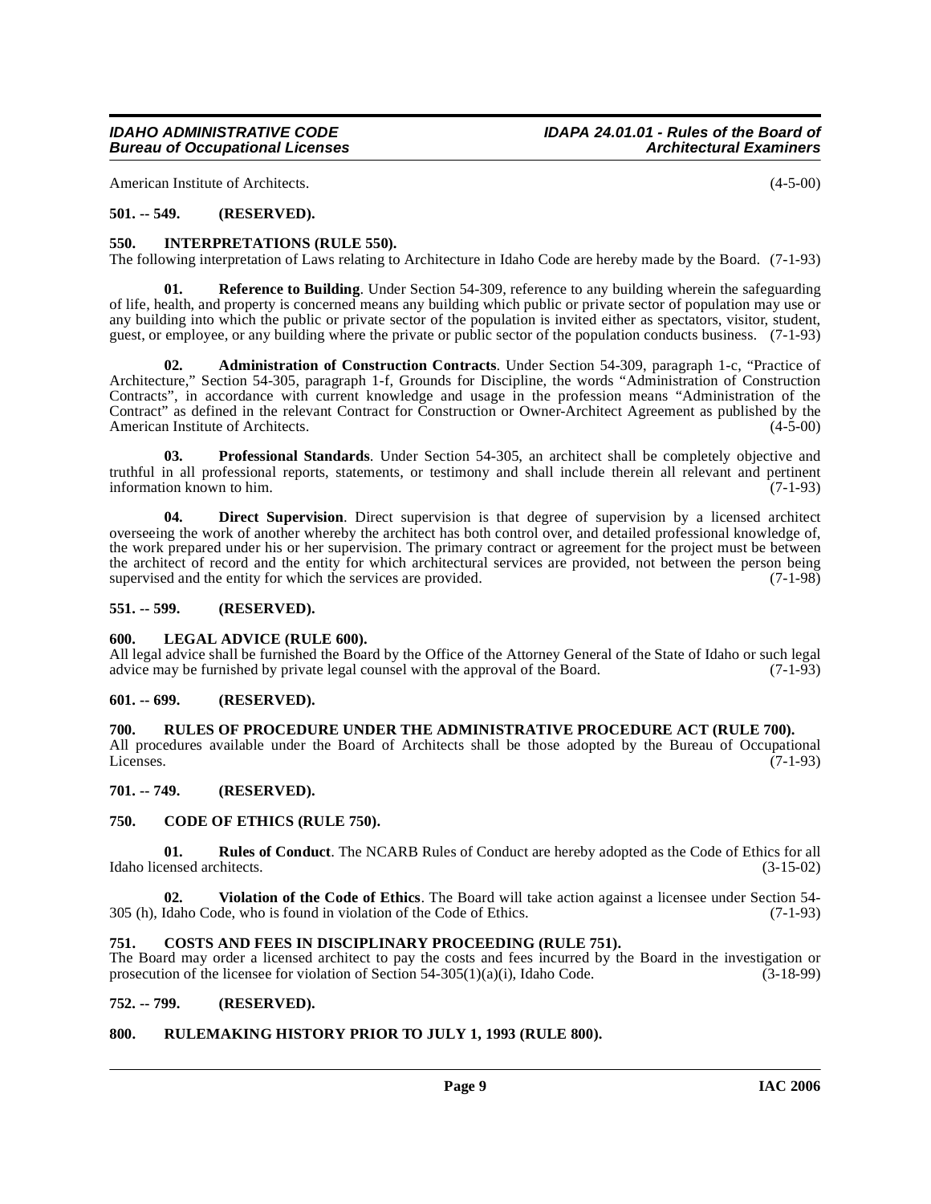American Institute of Architects. (4-5-00)

### 501. -- 549. (RESERVED).

### 550. INTERPRETATIONS (RULE 550).

The following interpretation of Laws relating to Architecture in Idaho Code are hereby made by the Board. (7-1-93)

**01. Reference to Building**. Under Section 54-309, reference to any building wherein the safeguarding of life, health, and property is concerned means any building which public or private sector of population may use or any building into which the public or private sector of the population is invited either as spectators, visitor, student, guest, or employee, or any building where the private or public sector of the population conducts business. (7-1-93)

**02. Administration of Construction Contracts**. Under Section 54-309, paragraph 1-c, "Practice of Architecture," Section 54-305, paragraph 1-f, Grounds for Discipline, the words "Administration of Construction Contracts", in accordance with current knowledge and usage in the profession means "Administration of the Contract" as defined in the relevant Contract for Construction or Owner-Architect Agreement as published by the American Institute of Architects. (4-5-00)

**03. Professional Standards**. Under Section 54-305, an architect shall be completely objective and truthful in all professional reports, statements, or testimony and shall include therein all relevant and pertinent information known to him. (7-1-93)

**04. Direct Supervision**. Direct supervision is that degree of supervision by a licensed architect overseeing the work of another whereby the architect has both control over, and detailed professional knowledge of, the work prepared under his or her supervision. The primary contract or agreement for the project must be between the architect of record and the entity for which architectural services are provided, not between the person being supervised and the entity for which the services are provided. (7-1-98)

### 551. -- 599. (RESERVED).

### 600. LEGAL ADVICE (RULE 600).

All legal advice shall be furnished the Board by the Office of the Attorney General of the State of Idaho or such legal advice may be furnished by private legal counsel with the approval of the Board. (7-1-93)

### 601. -- 699. (RESERVED).

### 700. RULES OF PROCEDURE UNDER THE ADMINISTRATIVE PROCEDURE ACT (RULE 700).

All procedures available under the Board of Architects shall be those adopted by the Bureau of Occupational Licenses. (7-1-93)

### 701. -- 749. (RESERVED).

### 750. CODE OF ETHICS (RULE 750).

**01. Rules of Conduct**. The NCARB Rules of Conduct are hereby adopted as the Code of Ethics for all Idaho licensed architects. (3-15-02)

**02. Violation of the Code of Ethics**. The Board will take action against a licensee under Section 54-305 (h), Idaho Code, who is found in violation of the Code of Ethics. (7-1-93)

### 751. COSTS AND FEES IN DISCIPLINARY PROCEEDING (RULE 751).

The Board may order a licensed architect to pay the costs and fees incurred by the Board in the investigation or prosecution of the licensee for violation of Section 54-305(1)(a)(i), Idaho Code. (3-18-99)

### 752. -- 799. (RESERVED).

### 800. RULEMAKING HISTORY PRIOR TO JULY 1, 1993 (RULE 800).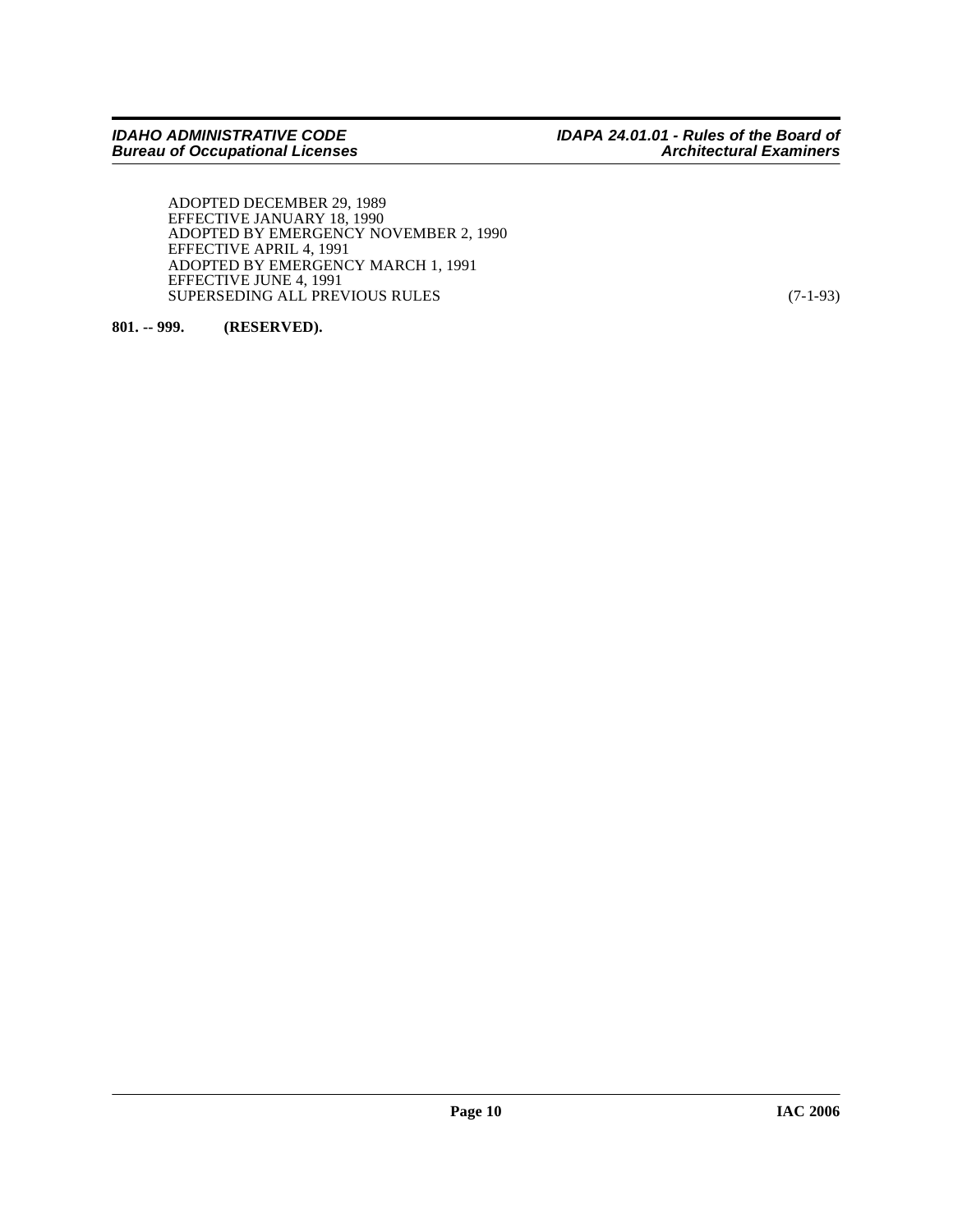ADOPTED DECEMBER 29, 1989
EFFECTIVE JANUARY 18, 1990
ADOPTED BY EMERGENCY NOVEMBER 2, 1990
EFFECTIVE APRIL 4, 1991
ADOPTED BY EMERGENCY MARCH 1, 1991
EFFECTIVE JUNE 4, 1991
SUPERSEDING ALL PREVIOUS RULES (7-1-93)

**801. -- 999. (RESERVED).**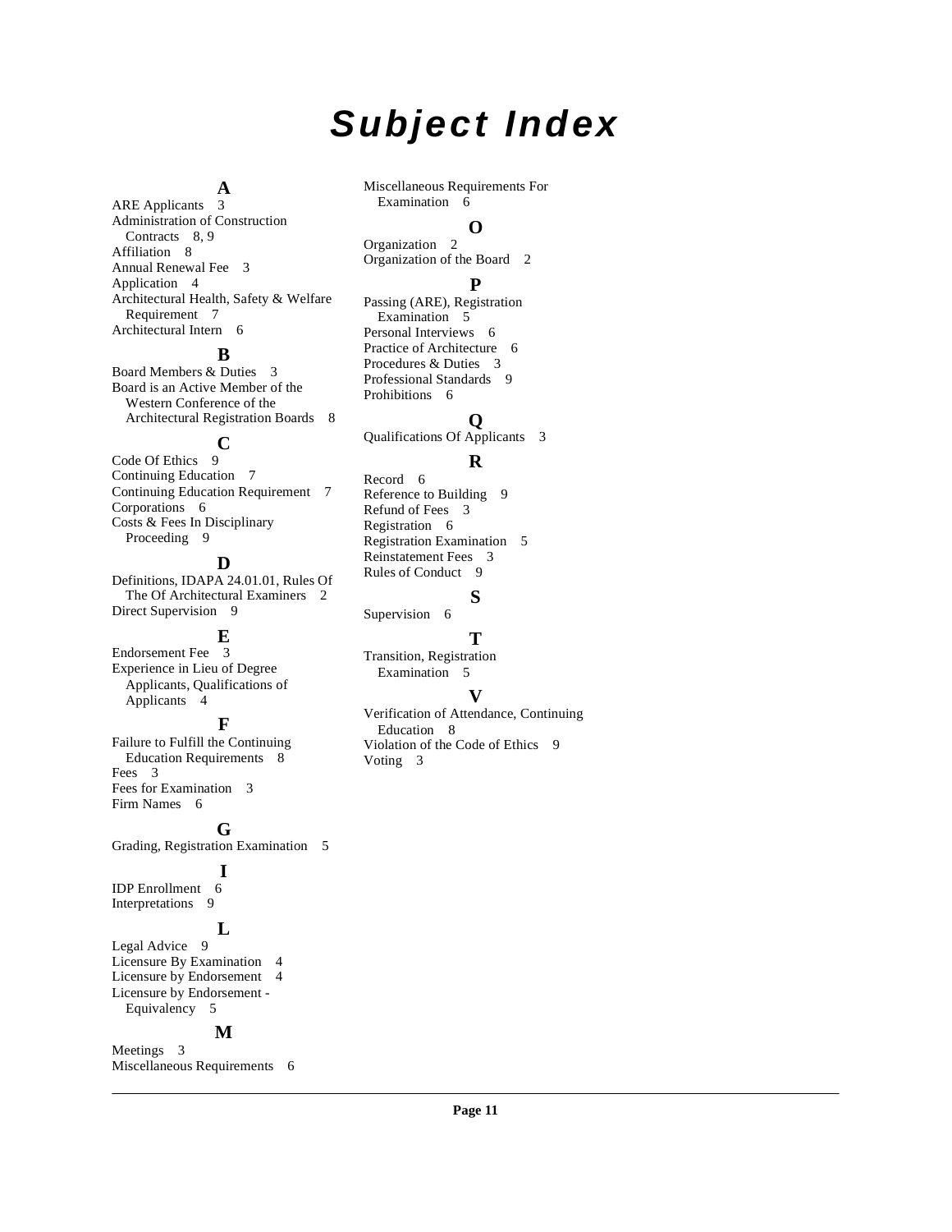# Subject Index

**A**

ARE Applicants 3
Administration of Construction Contracts 8, 9
Affiliation 8
Annual Renewal Fee 3
Application 4
Architectural Health, Safety & Welfare Requirement 7
Architectural Intern 6

**B**

Board Members & Duties 3
Board is an Active Member of the Western Conference of the Architectural Registration Boards 8

**C**

Code Of Ethics 9
Continuing Education 7
Continuing Education Requirement 7
Corporations 6
Costs & Fees In Disciplinary Proceeding 9

**D**

Definitions, IDAPA 24.01.01, Rules Of The Of Architectural Examiners 2
Direct Supervision 9

**E**

Endorsement Fee 3
Experience in Lieu of Degree Applicants, Qualifications of Applicants 4

**F**

Failure to Fulfill the Continuing Education Requirements 8
Fees 3
Fees for Examination 3
Firm Names 6

**G**

Grading, Registration Examination 5

**I**

IDP Enrollment 6
Interpretations 9

**L**

Legal Advice 9
Licensure By Examination 4
Licensure by Endorsement 4
Licensure by Endorsement - Equivalency 5

**M**

Meetings 3
Miscellaneous Requirements 6
Miscellaneous Requirements For Examination 6

**O**

Organization 2
Organization of the Board 2

**P**

Passing (ARE), Registration Examination 5
Personal Interviews 6
Practice of Architecture 6
Procedures & Duties 3
Professional Standards 9
Prohibitions 6

**Q**

Qualifications Of Applicants 3

**R**

Record 6
Reference to Building 9
Refund of Fees 3
Registration 6
Registration Examination 5
Reinstatement Fees 3
Rules of Conduct 9

**S**

Supervision 6

**T**

Transition, Registration Examination 5

**V**

Verification of Attendance, Continuing Education 8
Violation of the Code of Ethics 9
Voting 3